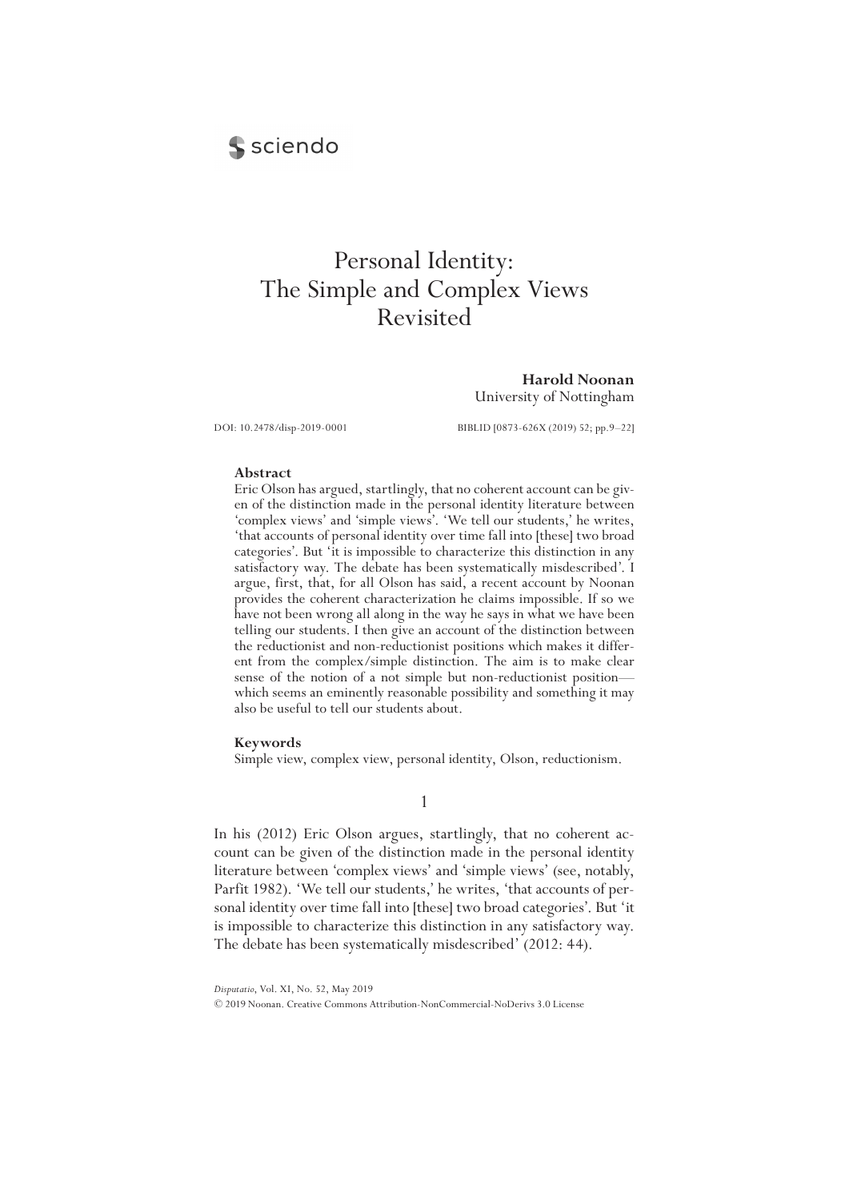# Personal Identity: The Simple and Complex Views Revisited

**Harold Noonan**
University of Nottingham

DOI: 10.2478/disp-2019-0001

BIBLID [0873-626X (2019) 52; pp.9–22]

### Abstract

Eric Olson has argued, startlingly, that no coherent account can be given of the distinction made in the personal identity literature between 'complex views' and 'simple views'. 'We tell our students,' he writes, 'that accounts of personal identity over time fall into [these] two broad categories'. But 'it is impossible to characterize this distinction in any satisfactory way. The debate has been systematically misdescribed'. I argue, first, that, for all Olson has said, a recent account by Noonan provides the coherent characterization he claims impossible. If so we have not been wrong all along in the way he says in what we have been telling our students. I then give an account of the distinction between the reductionist and non-reductionist positions which makes it different from the complex/simple distinction. The aim is to make clear sense of the notion of a not simple but non-reductionist position—which seems an eminently reasonable possibility and something it may also be useful to tell our students about.

### Keywords

Simple view, complex view, personal identity, Olson, reductionism.

## 1

In his (2012) Eric Olson argues, startlingly, that no coherent account can be given of the distinction made in the personal identity literature between 'complex views' and 'simple views' (see, notably, Parfit 1982). 'We tell our students,' he writes, 'that accounts of personal identity over time fall into [these] two broad categories'. But 'it is impossible to characterize this distinction in any satisfactory way. The debate has been systematically misdescribed' (2012: 44).

*Disputatio*, Vol. XI, No. 52, May 2019
© 2019 Noonan. Creative Commons Attribution-NonCommercial-NoDerivs 3.0 License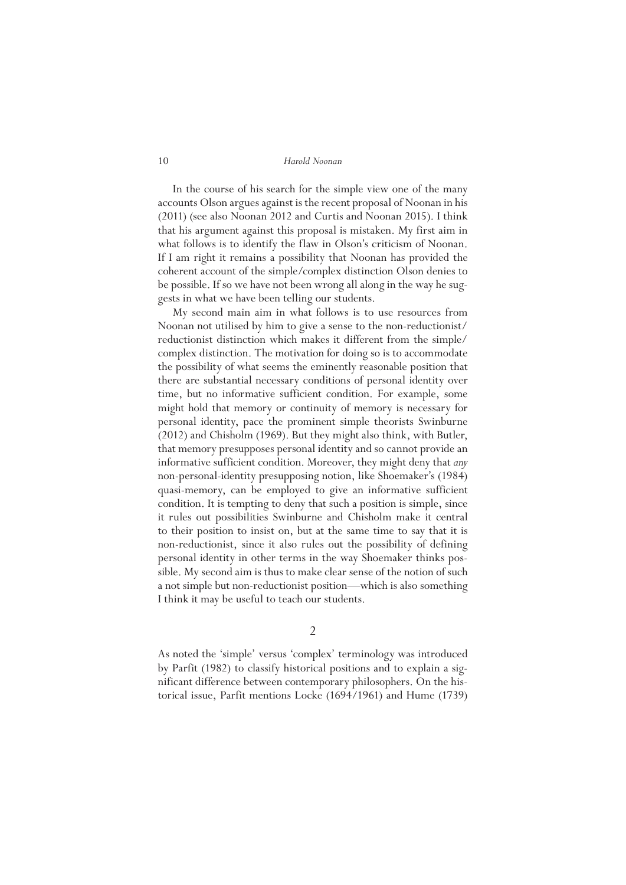In the course of his search for the simple view one of the many accounts Olson argues against is the recent proposal of Noonan in his (2011) (see also Noonan 2012 and Curtis and Noonan 2015). I think that his argument against this proposal is mistaken. My first aim in what follows is to identify the flaw in Olson's criticism of Noonan. If I am right it remains a possibility that Noonan has provided the coherent account of the simple/complex distinction Olson denies to be possible. If so we have not been wrong all along in the way he suggests in what we have been telling our students.

My second main aim in what follows is to use resources from Noonan not utilised by him to give a sense to the non-reductionist/reductionist distinction which makes it different from the simple/complex distinction. The motivation for doing so is to accommodate the possibility of what seems the eminently reasonable position that there are substantial necessary conditions of personal identity over time, but no informative sufficient condition. For example, some might hold that memory or continuity of memory is necessary for personal identity, pace the prominent simple theorists Swinburne (2012) and Chisholm (1969). But they might also think, with Butler, that memory presupposes personal identity and so cannot provide an informative sufficient condition. Moreover, they might deny that *any* non-personal-identity presupposing notion, like Shoemaker's (1984) quasi-memory, can be employed to give an informative sufficient condition. It is tempting to deny that such a position is simple, since it rules out possibilities Swinburne and Chisholm make it central to their position to insist on, but at the same time to say that it is non-reductionist, since it also rules out the possibility of defining personal identity in other terms in the way Shoemaker thinks possible. My second aim is thus to make clear sense of the notion of such a not simple but non-reductionist position—which is also something I think it may be useful to teach our students.

## 2

As noted the 'simple' versus 'complex' terminology was introduced by Parfit (1982) to classify historical positions and to explain a significant difference between contemporary philosophers. On the historical issue, Parfit mentions Locke (1694/1961) and Hume (1739)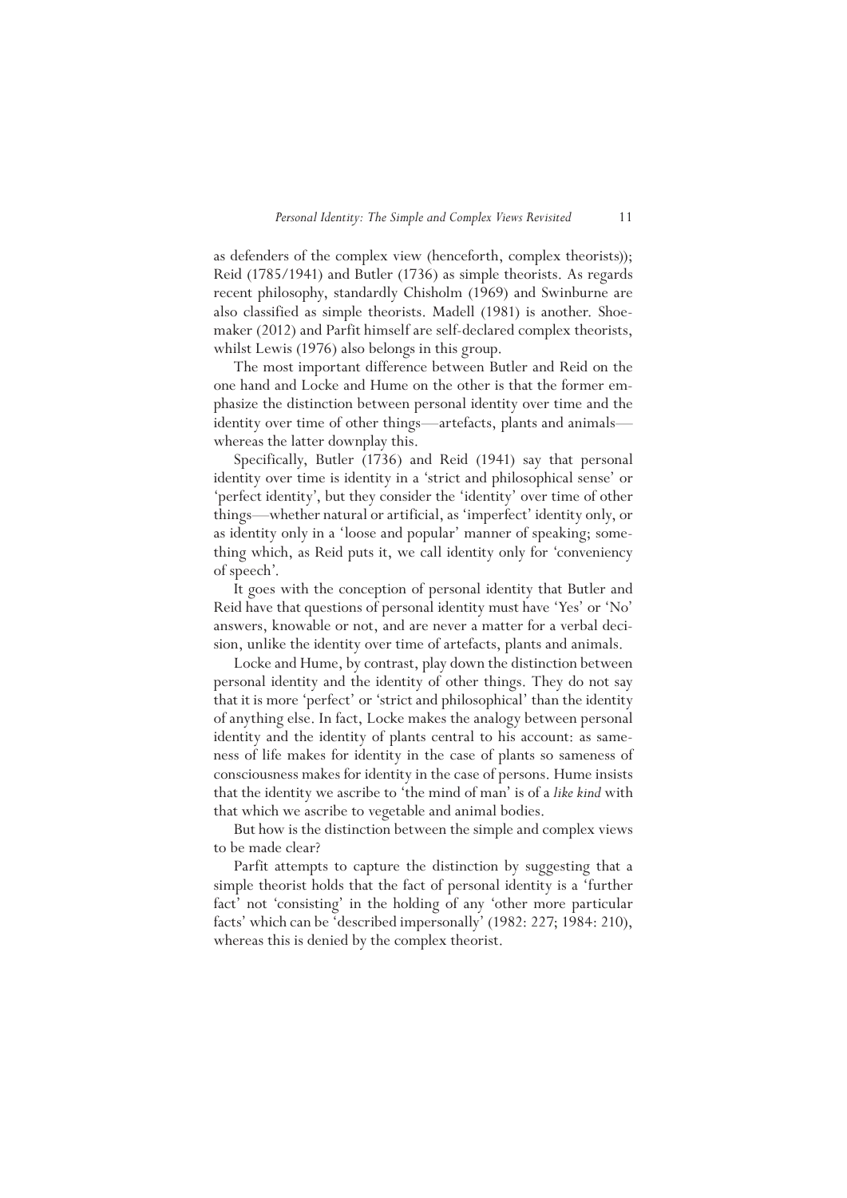as defenders of the complex view (henceforth, complex theorists)); Reid (1785/1941) and Butler (1736) as simple theorists. As regards recent philosophy, standardly Chisholm (1969) and Swinburne are also classified as simple theorists. Madell (1981) is another. Shoemaker (2012) and Parfit himself are self-declared complex theorists, whilst Lewis (1976) also belongs in this group.

The most important difference between Butler and Reid on the one hand and Locke and Hume on the other is that the former emphasize the distinction between personal identity over time and the identity over time of other things—artefacts, plants and animals—whereas the latter downplay this.

Specifically, Butler (1736) and Reid (1941) say that personal identity over time is identity in a 'strict and philosophical sense' or 'perfect identity', but they consider the 'identity' over time of other things—whether natural or artificial, as 'imperfect' identity only, or as identity only in a 'loose and popular' manner of speaking; something which, as Reid puts it, we call identity only for 'conveniency of speech'.

It goes with the conception of personal identity that Butler and Reid have that questions of personal identity must have 'Yes' or 'No' answers, knowable or not, and are never a matter for a verbal decision, unlike the identity over time of artefacts, plants and animals.

Locke and Hume, by contrast, play down the distinction between personal identity and the identity of other things. They do not say that it is more 'perfect' or 'strict and philosophical' than the identity of anything else. In fact, Locke makes the analogy between personal identity and the identity of plants central to his account: as sameness of life makes for identity in the case of plants so sameness of consciousness makes for identity in the case of persons. Hume insists that the identity we ascribe to 'the mind of man' is of a *like kind* with that which we ascribe to vegetable and animal bodies.

But how is the distinction between the simple and complex views to be made clear?

Parfit attempts to capture the distinction by suggesting that a simple theorist holds that the fact of personal identity is a 'further fact' not 'consisting' in the holding of any 'other more particular facts' which can be 'described impersonally' (1982: 227; 1984: 210), whereas this is denied by the complex theorist.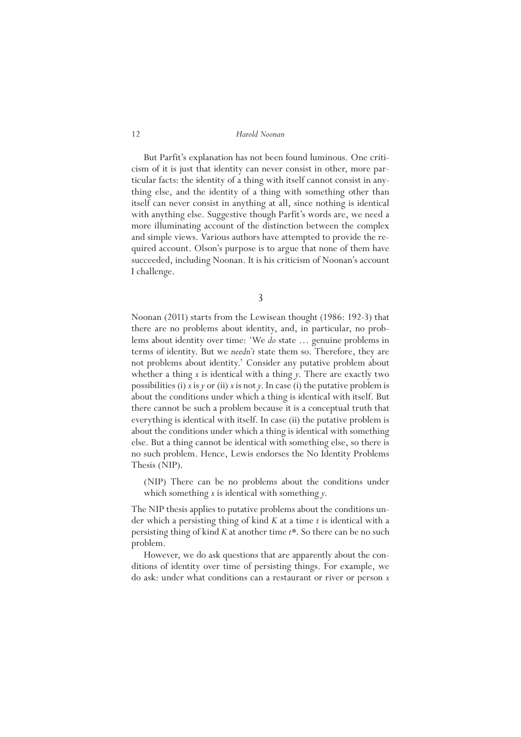But Parfit's explanation has not been found luminous. One criticism of it is just that identity can never consist in other, more particular facts: the identity of a thing with itself cannot consist in anything else, and the identity of a thing with something other than itself can never consist in anything at all, since nothing is identical with anything else. Suggestive though Parfit's words are, we need a more illuminating account of the distinction between the complex and simple views. Various authors have attempted to provide the required account. Olson's purpose is to argue that none of them have succeeded, including Noonan. It is his criticism of Noonan's account I challenge.

## 3

Noonan (2011) starts from the Lewisean thought (1986: 192-3) that there are no problems about identity, and, in particular, no problems about identity over time: 'We *do* state … genuine problems in terms of identity. But we *needn't* state them so. Therefore, they are not problems about identity.' Consider any putative problem about whether a thing *x* is identical with a thing *y*. There are exactly two possibilities (i) *x* is *y* or (ii) *x* is not *y*. In case (i) the putative problem is about the conditions under which a thing is identical with itself. But there cannot be such a problem because it is a conceptual truth that everything is identical with itself. In case (ii) the putative problem is about the conditions under which a thing is identical with something else. But a thing cannot be identical with something else, so there is no such problem. Hence, Lewis endorses the No Identity Problems Thesis (NIP).

> (NIP) There can be no problems about the conditions under which something *x* is identical with something *y*.

The NIP thesis applies to putative problems about the conditions under which a persisting thing of kind *K* at a time *t* is identical with a persisting thing of kind *K* at another time *t*\*. So there can be no such problem.

However, we do ask questions that are apparently about the conditions of identity over time of persisting things. For example, we do ask: under what conditions can a restaurant or river or person *x*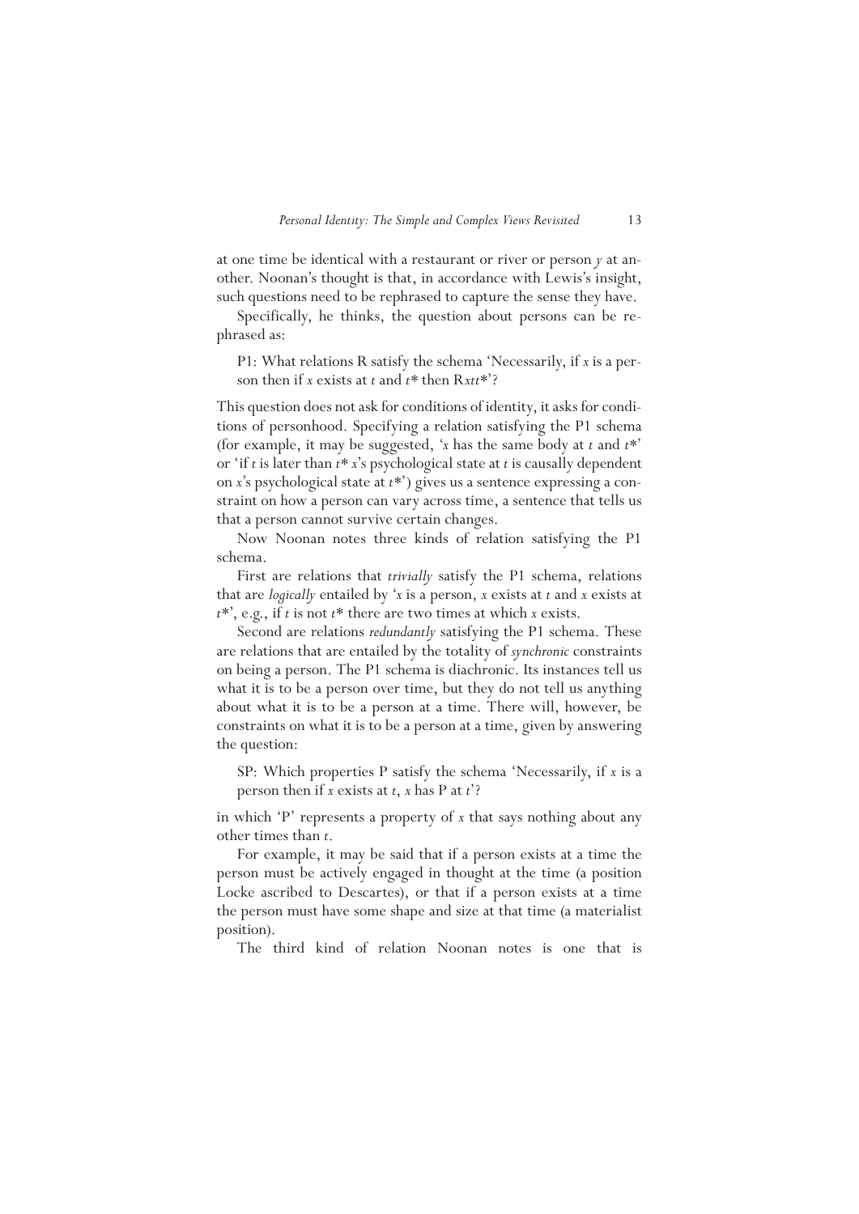at one time be identical with a restaurant or river or person *y* at another. Noonan's thought is that, in accordance with Lewis's insight, such questions need to be rephrased to capture the sense they have.

Specifically, he thinks, the question about persons can be rephrased as:

> P1: What relations R satisfy the schema 'Necessarily, if *x* is a person then if *x* exists at *t* and *t*\* then R*xtt*\*'?

This question does not ask for conditions of identity, it asks for conditions of personhood. Specifying a relation satisfying the P1 schema (for example, it may be suggested, '*x* has the same body at *t* and *t*\*' or 'if *t* is later than *t*\* *x*'s psychological state at *t* is causally dependent on *x*'s psychological state at *t*\*') gives us a sentence expressing a constraint on how a person can vary across time, a sentence that tells us that a person cannot survive certain changes.

Now Noonan notes three kinds of relation satisfying the P1 schema.

First are relations that *trivially* satisfy the P1 schema, relations that are *logically* entailed by '*x* is a person, *x* exists at *t* and *x* exists at *t*\*', e.g., if *t* is not *t*\* there are two times at which *x* exists.

Second are relations *redundantly* satisfying the P1 schema. These are relations that are entailed by the totality of *synchronic* constraints on being a person. The P1 schema is diachronic. Its instances tell us what it is to be a person over time, but they do not tell us anything about what it is to be a person at a time. There will, however, be constraints on what it is to be a person at a time, given by answering the question:

> SP: Which properties P satisfy the schema 'Necessarily, if *x* is a person then if *x* exists at *t*, *x* has P at *t*'?

in which 'P' represents a property of *x* that says nothing about any other times than *t*.

For example, it may be said that if a person exists at a time the person must be actively engaged in thought at the time (a position Locke ascribed to Descartes), or that if a person exists at a time the person must have some shape and size at that time (a materialist position).

The third kind of relation Noonan notes is one that is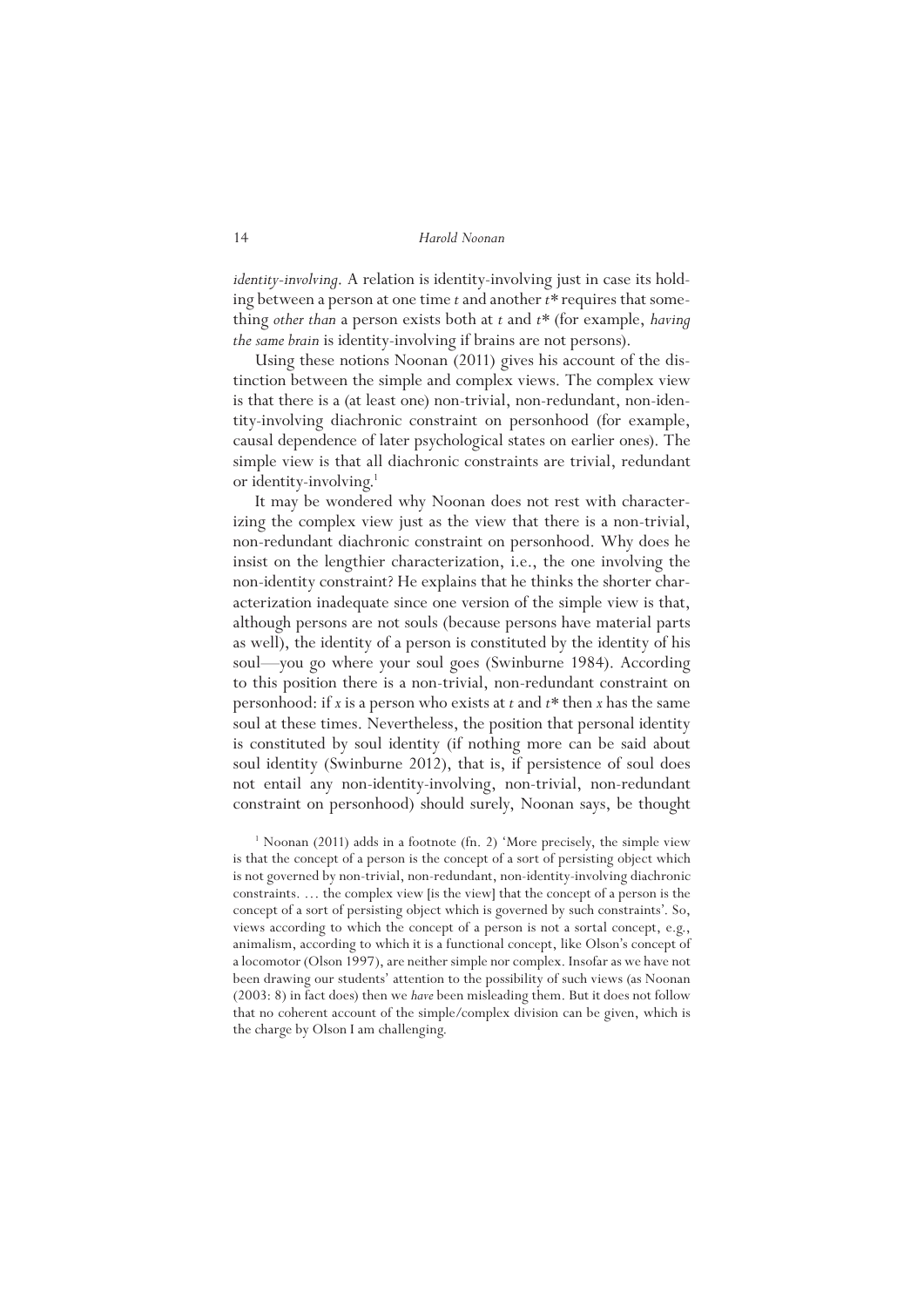*identity-involving*. A relation is identity-involving just in case its holding between a person at one time $t$ and another $t^*$ requires that something *other than* a person exists both at $t$ and $t^*$ (for example, *having the same brain* is identity-involving if brains are not persons).

Using these notions Noonan (2011) gives his account of the distinction between the simple and complex views. The complex view is that there is a (at least one) non-trivial, non-redundant, non-identity-involving diachronic constraint on personhood (for example, causal dependence of later psychological states on earlier ones). The simple view is that all diachronic constraints are trivial, redundant or identity-involving.[1]

It may be wondered why Noonan does not rest with characterizing the complex view just as the view that there is a non-trivial, non-redundant diachronic constraint on personhood. Why does he insist on the lengthier characterization, i.e., the one involving the non-identity constraint? He explains that he thinks the shorter characterization inadequate since one version of the simple view is that, although persons are not souls (because persons have material parts as well), the identity of a person is constituted by the identity of his soul—you go where your soul goes (Swinburne 1984). According to this position there is a non-trivial, non-redundant constraint on personhood: if $x$ is a person who exists at $t$ and $t^*$ then $x$ has the same soul at these times. Nevertheless, the position that personal identity is constituted by soul identity (if nothing more can be said about soul identity (Swinburne 2012), that is, if persistence of soul does not entail any non-identity-involving, non-trivial, non-redundant constraint on personhood) should surely, Noonan says, be thought

[1] Noonan (2011) adds in a footnote (fn. 2) 'More precisely, the simple view is that the concept of a person is the concept of a sort of persisting object which is not governed by non-trivial, non-redundant, non-identity-involving diachronic constraints. … the complex view [is the view] that the concept of a person is the concept of a sort of persisting object which is governed by such constraints'. So, views according to which the concept of a person is not a sortal concept, e.g., animalism, according to which it is a functional concept, like Olson's concept of a locomotor (Olson 1997), are neither simple nor complex. Insofar as we have not been drawing our students' attention to the possibility of such views (as Noonan (2003: 8) in fact does) then we *have* been misleading them. But it does not follow that no coherent account of the simple/complex division can be given, which is the charge by Olson I am challenging.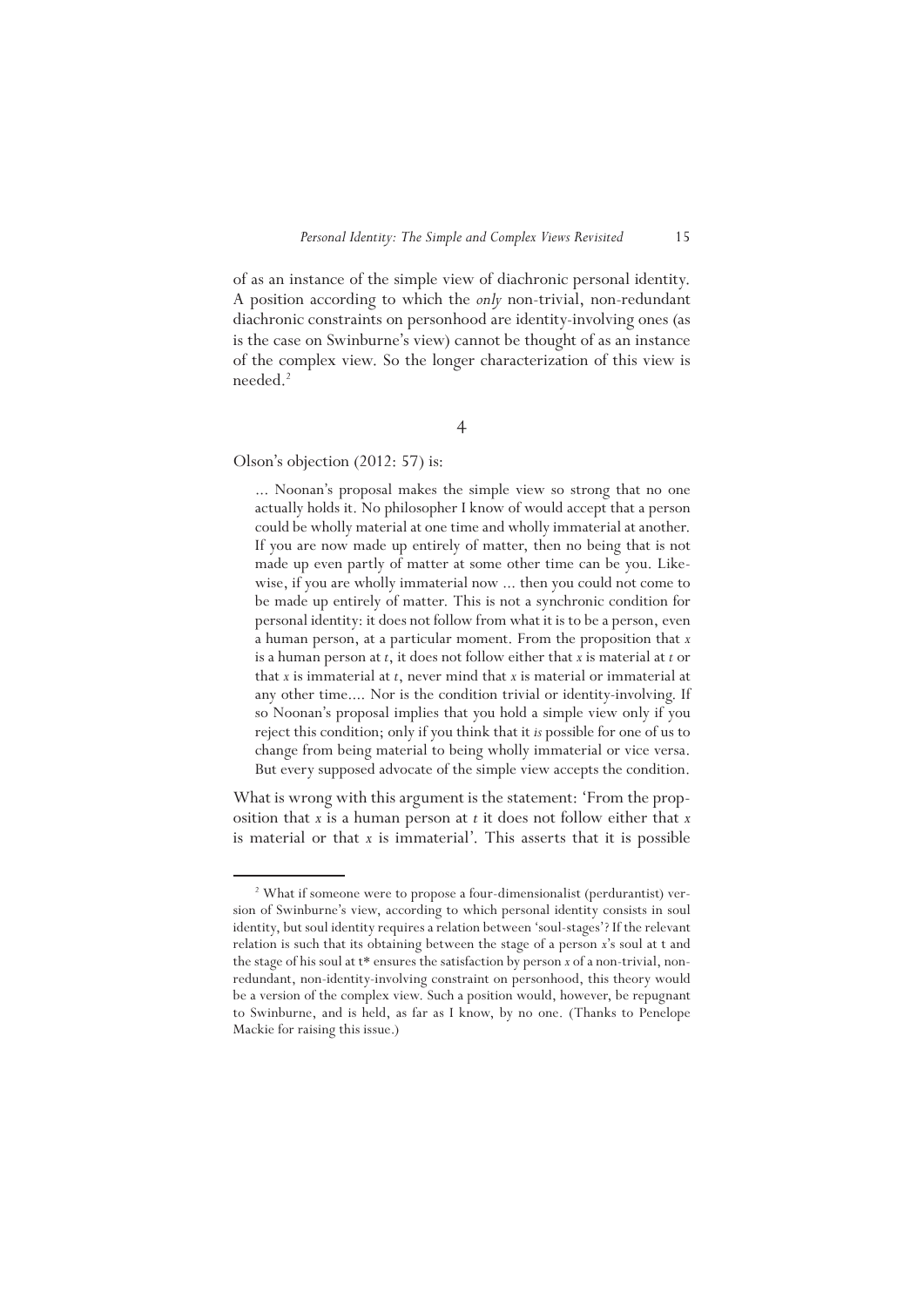of as an instance of the simple view of diachronic personal identity. A position according to which the *only* non-trivial, non-redundant diachronic constraints on personhood are identity-involving ones (as is the case on Swinburne's view) cannot be thought of as an instance of the complex view. So the longer characterization of this view is needed.[2]

## 4

Olson's objection (2012: 57) is:

> ... Noonan's proposal makes the simple view so strong that no one actually holds it. No philosopher I know of would accept that a person could be wholly material at one time and wholly immaterial at another. If you are now made up entirely of matter, then no being that is not made up even partly of matter at some other time can be you. Likewise, if you are wholly immaterial now ... then you could not come to be made up entirely of matter. This is not a synchronic condition for personal identity: it does not follow from what it is to be a person, even a human person, at a particular moment. From the proposition that *x* is a human person at *t*, it does not follow either that *x* is material at *t* or that *x* is immaterial at *t*, never mind that *x* is material or immaterial at any other time.... Nor is the condition trivial or identity-involving. If so Noonan's proposal implies that you hold a simple view only if you reject this condition; only if you think that it *is* possible for one of us to change from being material to being wholly immaterial or vice versa. But every supposed advocate of the simple view accepts the condition.

What is wrong with this argument is the statement: 'From the proposition that *x* is a human person at *t* it does not follow either that *x* is material or that *x* is immaterial'. This asserts that it is possible

[2] What if someone were to propose a four-dimensionalist (perdurantist) version of Swinburne's view, according to which personal identity consists in soul identity, but soul identity requires a relation between 'soul-stages'? If the relevant relation is such that its obtaining between the stage of a person *x*'s soul at t and the stage of his soul at t* ensures the satisfaction by person *x* of a non-trivial, non-redundant, non-identity-involving constraint on personhood, this theory would be a version of the complex view. Such a position would, however, be repugnant to Swinburne, and is held, as far as I know, by no one. (Thanks to Penelope Mackie for raising this issue.)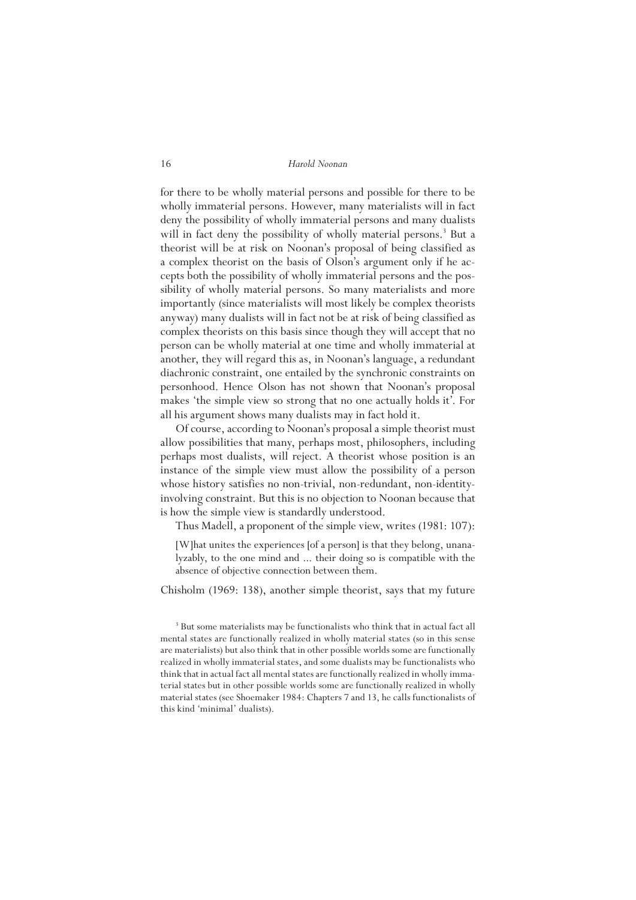for there to be wholly material persons and possible for there to be wholly immaterial persons. However, many materialists will in fact deny the possibility of wholly immaterial persons and many dualists will in fact deny the possibility of wholly material persons.[3] But a theorist will be at risk on Noonan's proposal of being classified as a complex theorist on the basis of Olson's argument only if he accepts both the possibility of wholly immaterial persons and the possibility of wholly material persons. So many materialists and more importantly (since materialists will most likely be complex theorists anyway) many dualists will in fact not be at risk of being classified as complex theorists on this basis since though they will accept that no person can be wholly material at one time and wholly immaterial at another, they will regard this as, in Noonan's language, a redundant diachronic constraint, one entailed by the synchronic constraints on personhood. Hence Olson has not shown that Noonan's proposal makes 'the simple view so strong that no one actually holds it'. For all his argument shows many dualists may in fact hold it.

Of course, according to Noonan's proposal a simple theorist must allow possibilities that many, perhaps most, philosophers, including perhaps most dualists, will reject. A theorist whose position is an instance of the simple view must allow the possibility of a person whose history satisfies no non-trivial, non-redundant, non-identity-involving constraint. But this is no objection to Noonan because that is how the simple view is standardly understood.

Thus Madell, a proponent of the simple view, writes (1981: 107):

> [W]hat unites the experiences [of a person] is that they belong, unanalyzably, to the one mind and ... their doing so is compatible with the absence of objective connection between them.

Chisholm (1969: 138), another simple theorist, says that my future

[3] But some materialists may be functionalists who think that in actual fact all mental states are functionally realized in wholly material states (so in this sense are materialists) but also think that in other possible worlds some are functionally realized in wholly immaterial states, and some dualists may be functionalists who think that in actual fact all mental states are functionally realized in wholly immaterial states but in other possible worlds some are functionally realized in wholly material states (see Shoemaker 1984: Chapters 7 and 13, he calls functionalists of this kind 'minimal' dualists).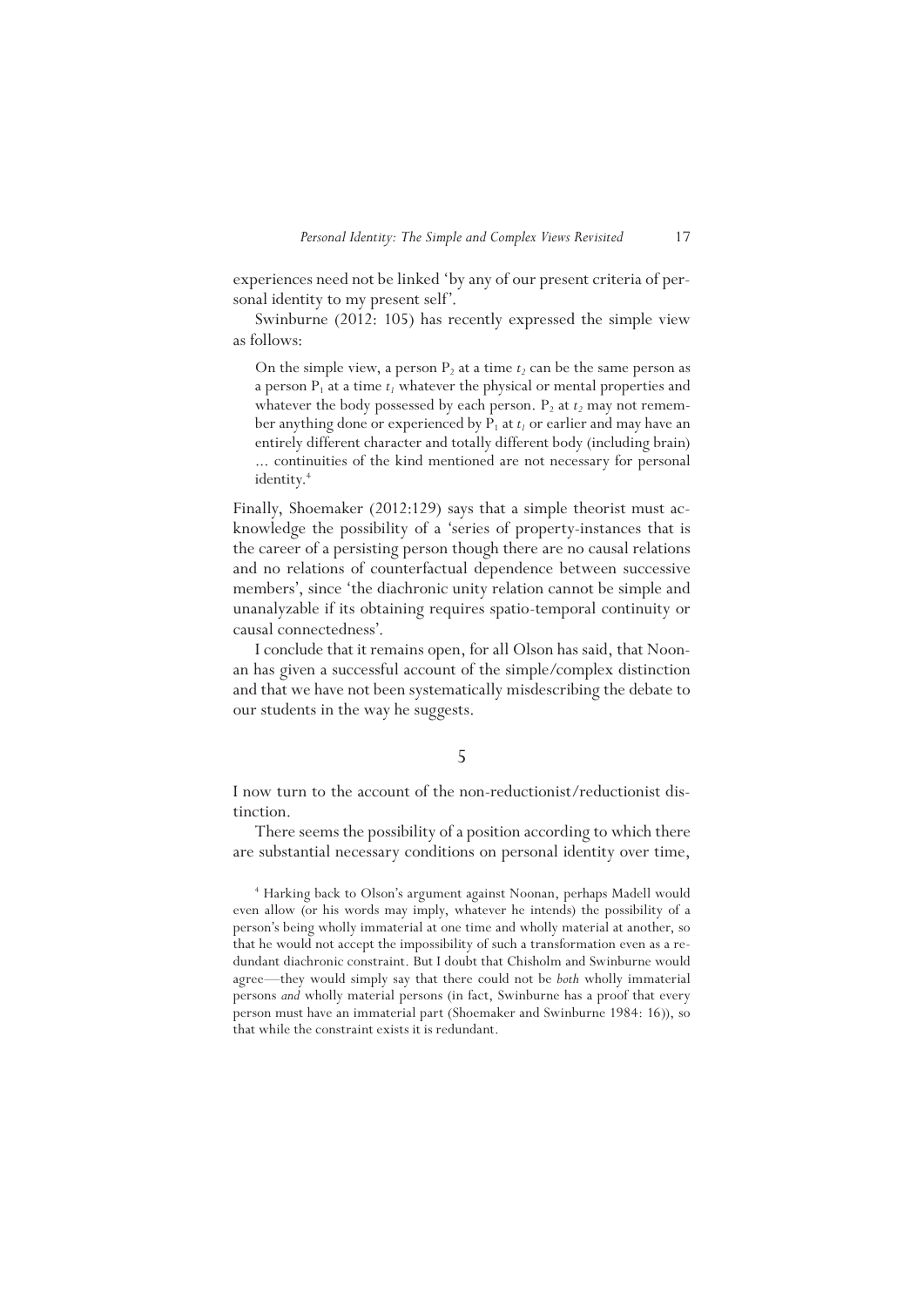experiences need not be linked 'by any of our present criteria of personal identity to my present self'.

Swinburne (2012: 105) has recently expressed the simple view as follows:

> On the simple view, a person $P_2$ at a time $t_2$ can be the same person as a person $P_1$ at a time $t_1$ whatever the physical or mental properties and whatever the body possessed by each person. $P_2$ at $t_2$ may not remember anything done or experienced by $P_1$ at $t_1$ or earlier and may have an entirely different character and totally different body (including brain) ... continuities of the kind mentioned are not necessary for personal identity.[4]

Finally, Shoemaker (2012:129) says that a simple theorist must acknowledge the possibility of a 'series of property-instances that is the career of a persisting person though there are no causal relations and no relations of counterfactual dependence between successive members', since 'the diachronic unity relation cannot be simple and unanalyzable if its obtaining requires spatio-temporal continuity or causal connectedness'.

I conclude that it remains open, for all Olson has said, that Noonan has given a successful account of the simple/complex distinction and that we have not been systematically misdescribing the debate to our students in the way he suggests.

## 5

I now turn to the account of the non-reductionist/reductionist distinction.

There seems the possibility of a position according to which there are substantial necessary conditions on personal identity over time,

[4] Harking back to Olson's argument against Noonan, perhaps Madell would even allow (or his words may imply, whatever he intends) the possibility of a person's being wholly immaterial at one time and wholly material at another, so that he would not accept the impossibility of such a transformation even as a redundant diachronic constraint. But I doubt that Chisholm and Swinburne would agree—they would simply say that there could not be *both* wholly immaterial persons *and* wholly material persons (in fact, Swinburne has a proof that every person must have an immaterial part (Shoemaker and Swinburne 1984: 16)), so that while the constraint exists it is redundant.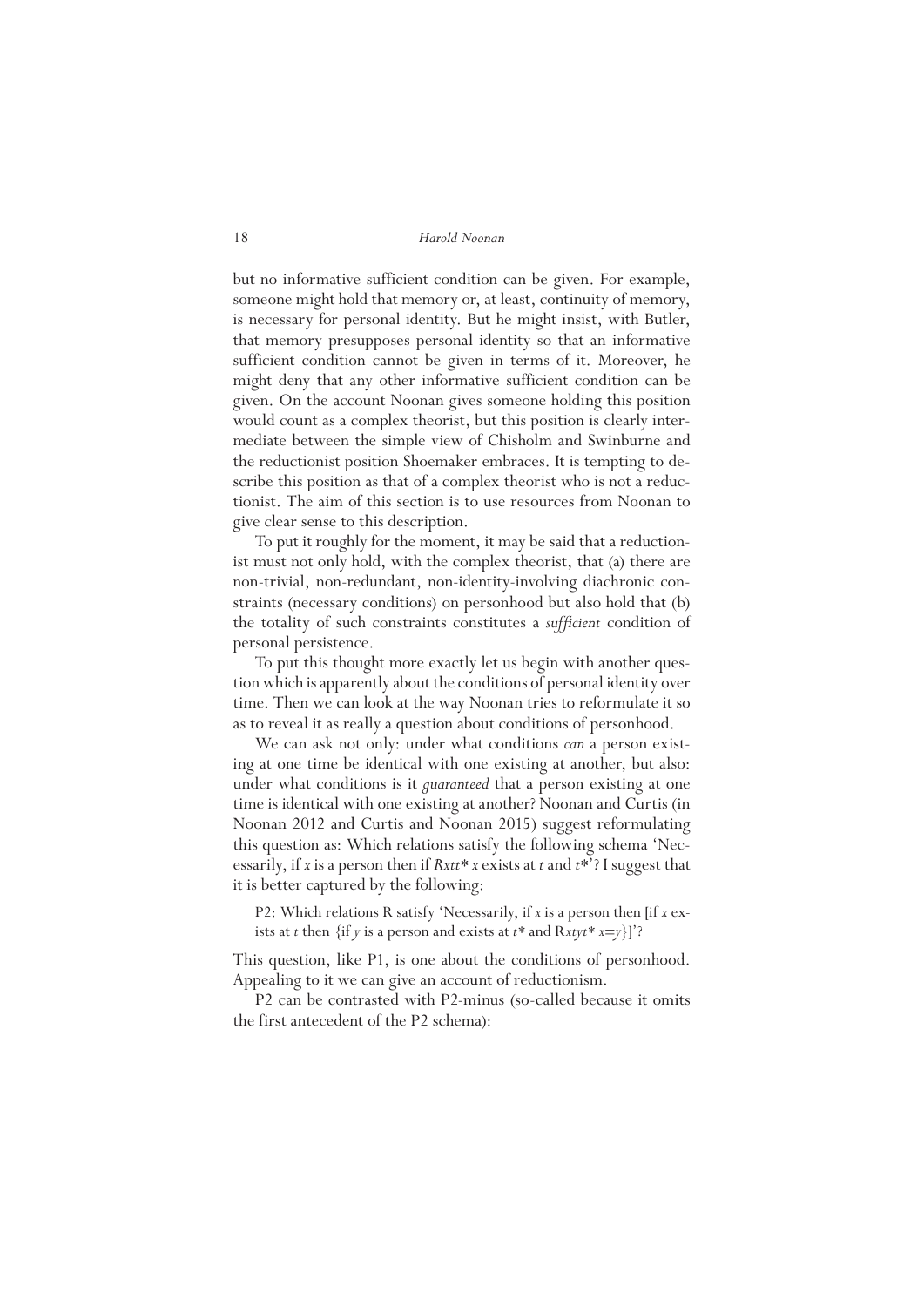but no informative sufficient condition can be given. For example, someone might hold that memory or, at least, continuity of memory, is necessary for personal identity. But he might insist, with Butler, that memory presupposes personal identity so that an informative sufficient condition cannot be given in terms of it. Moreover, he might deny that any other informative sufficient condition can be given. On the account Noonan gives someone holding this position would count as a complex theorist, but this position is clearly intermediate between the simple view of Chisholm and Swinburne and the reductionist position Shoemaker embraces. It is tempting to describe this position as that of a complex theorist who is not a reductionist. The aim of this section is to use resources from Noonan to give clear sense to this description.

To put it roughly for the moment, it may be said that a reductionist must not only hold, with the complex theorist, that (a) there are non-trivial, non-redundant, non-identity-involving diachronic constraints (necessary conditions) on personhood but also hold that (b) the totality of such constraints constitutes a *sufficient* condition of personal persistence.

To put this thought more exactly let us begin with another question which is apparently about the conditions of personal identity over time. Then we can look at the way Noonan tries to reformulate it so as to reveal it as really a question about conditions of personhood.

We can ask not only: under what conditions *can* a person existing at one time be identical with one existing at another, but also: under what conditions is it *guaranteed* that a person existing at one time is identical with one existing at another? Noonan and Curtis (in Noonan 2012 and Curtis and Noonan 2015) suggest reformulating this question as: Which relations satisfy the following schema 'Necessarily, if $x$ is a person then if $Rxtt^*$ $x$ exists at $t$ and $t^*$'? I suggest that it is better captured by the following:

> P2: Which relations R satisfy 'Necessarily, if $x$ is a person then [if $x$ exists at $t$ then {if $y$ is a person and exists at $t^*$ and $Rxtyt^*$ $x=y$}]'?

This question, like P1, is one about the conditions of personhood. Appealing to it we can give an account of reductionism.

P2 can be contrasted with P2-minus (so-called because it omits the first antecedent of the P2 schema):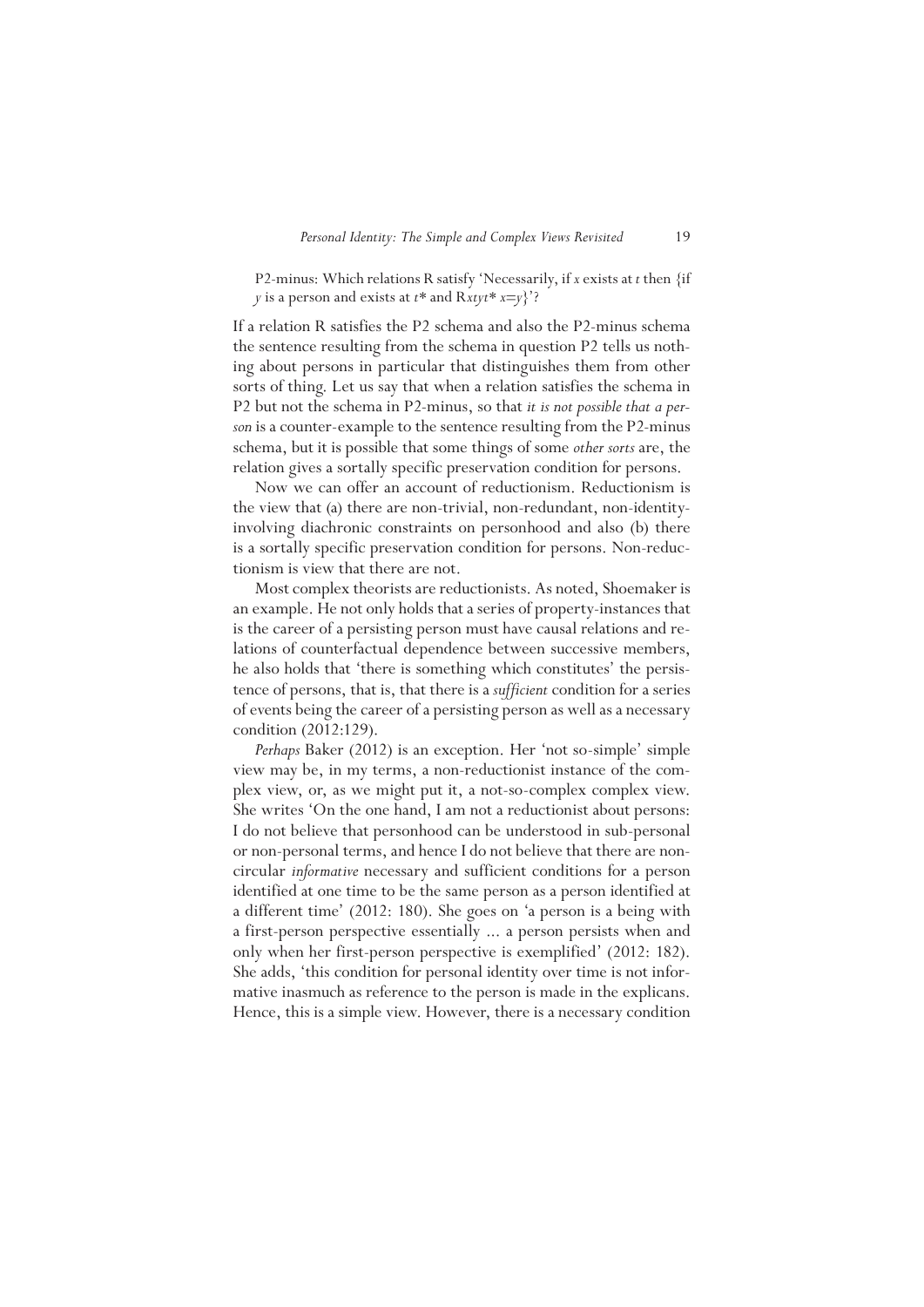P2-minus: Which relations R satisfy 'Necessarily, if $x$ exists at $t$ then {if $y$ is a person and exists at $t^*$ and R$xtyt^*$ $x=y$}'?

If a relation R satisfies the P2 schema and also the P2-minus schema the sentence resulting from the schema in question P2 tells us nothing about persons in particular that distinguishes them from other sorts of thing. Let us say that when a relation satisfies the schema in P2 but not the schema in P2-minus, so that *it is not possible that a person* is a counter-example to the sentence resulting from the P2-minus schema, but it is possible that some things of some *other sorts* are, the relation gives a sortally specific preservation condition for persons.

Now we can offer an account of reductionism. Reductionism is the view that (a) there are non-trivial, non-redundant, non-identity-involving diachronic constraints on personhood and also (b) there is a sortally specific preservation condition for persons. Non-reductionism is view that there are not.

Most complex theorists are reductionists. As noted, Shoemaker is an example. He not only holds that a series of property-instances that is the career of a persisting person must have causal relations and relations of counterfactual dependence between successive members, he also holds that 'there is something which constitutes' the persistence of persons, that is, that there is a *sufficient* condition for a series of events being the career of a persisting person as well as a necessary condition (2012:129).

*Perhaps* Baker (2012) is an exception. Her 'not so-simple' simple view may be, in my terms, a non-reductionist instance of the complex view, or, as we might put it, a not-so-complex complex view. She writes 'On the one hand, I am not a reductionist about persons: I do not believe that personhood can be understood in sub-personal or non-personal terms, and hence I do not believe that there are non-circular *informative* necessary and sufficient conditions for a person identified at one time to be the same person as a person identified at a different time' (2012: 180). She goes on 'a person is a being with a first-person perspective essentially ... a person persists when and only when her first-person perspective is exemplified' (2012: 182). She adds, 'this condition for personal identity over time is not informative inasmuch as reference to the person is made in the explicans. Hence, this is a simple view. However, there is a necessary condition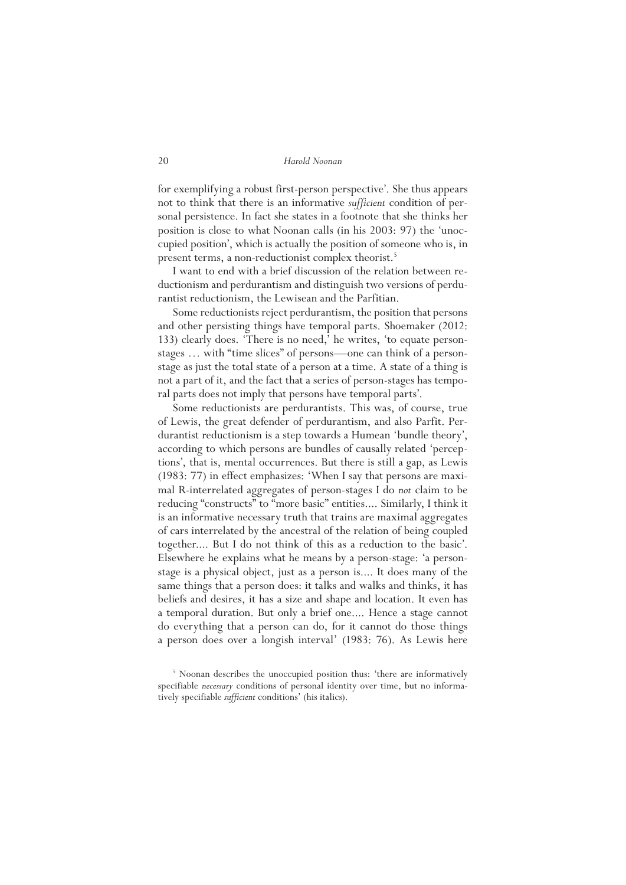for exemplifying a robust first-person perspective'. She thus appears not to think that there is an informative *sufficient* condition of personal persistence. In fact she states in a footnote that she thinks her position is close to what Noonan calls (in his 2003: 97) the 'unoccupied position', which is actually the position of someone who is, in present terms, a non-reductionist complex theorist.[5]

I want to end with a brief discussion of the relation between reductionism and perdurantism and distinguish two versions of perdurantist reductionism, the Lewisean and the Parfitian.

Some reductionists reject perdurantism, the position that persons and other persisting things have temporal parts. Shoemaker (2012: 133) clearly does. 'There is no need,' he writes, 'to equate person-stages … with "time slices" of persons—one can think of a person-stage as just the total state of a person at a time. A state of a thing is not a part of it, and the fact that a series of person-stages has temporal parts does not imply that persons have temporal parts'.

Some reductionists are perdurantists. This was, of course, true of Lewis, the great defender of perdurantism, and also Parfit. Perdurantist reductionism is a step towards a Humean 'bundle theory', according to which persons are bundles of causally related 'perceptions', that is, mental occurrences. But there is still a gap, as Lewis (1983: 77) in effect emphasizes: 'When I say that persons are maximal R-interrelated aggregates of person-stages I do *not* claim to be reducing "constructs" to "more basic" entities.... Similarly, I think it is an informative necessary truth that trains are maximal aggregates of cars interrelated by the ancestral of the relation of being coupled together.... But I do not think of this as a reduction to the basic'. Elsewhere he explains what he means by a person-stage: 'a person-stage is a physical object, just as a person is.... It does many of the same things that a person does: it talks and walks and thinks, it has beliefs and desires, it has a size and shape and location. It even has a temporal duration. But only a brief one.... Hence a stage cannot do everything that a person can do, for it cannot do those things a person does over a longish interval' (1983: 76). As Lewis here

[5] Noonan describes the unoccupied position thus: 'there are informatively specifiable *necessary* conditions of personal identity over time, but no informatively specifiable *sufficient* conditions' (his italics).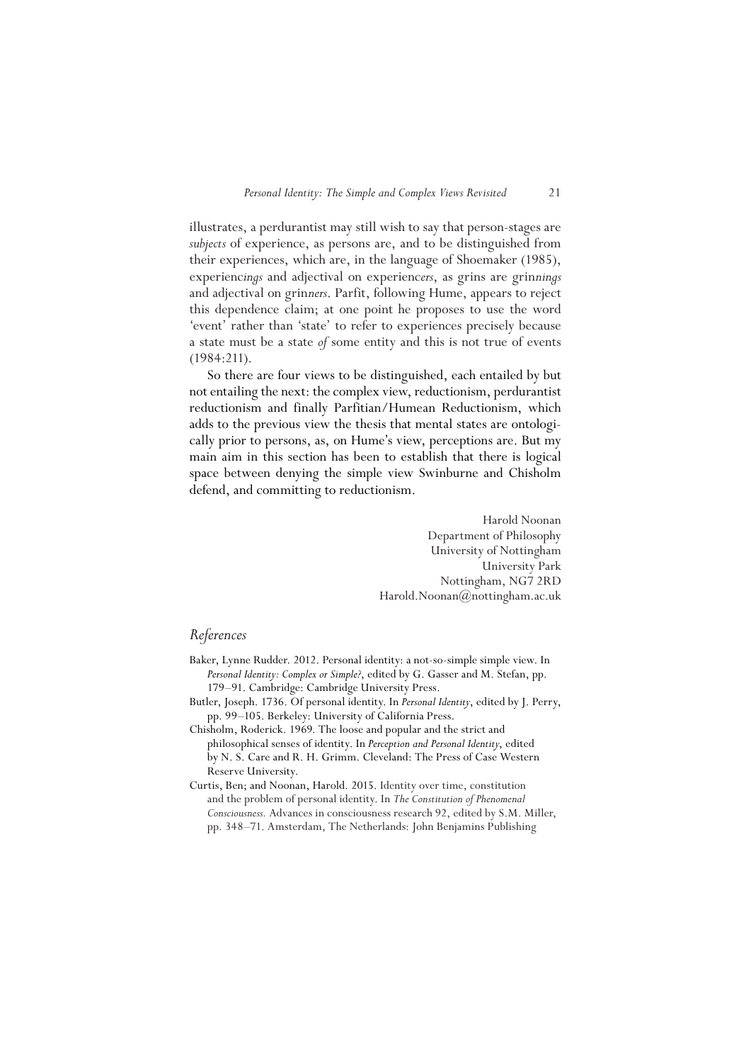illustrates, a perdurantist may still wish to say that person-stages are *subjects* of experience, as persons are, and to be distinguished from their experiences, which are, in the language of Shoemaker (1985), experienc*ings* and adjectival on experienc*ers*, as grins are grin*nings* and adjectival on grin*ners*. Parfit, following Hume, appears to reject this dependence claim; at one point he proposes to use the word 'event' rather than 'state' to refer to experiences precisely because a state must be a state *of* some entity and this is not true of events (1984:211).

So there are four views to be distinguished, each entailed by but not entailing the next: the complex view, reductionism, perdurantist reductionism and finally Parfitian/Humean Reductionism, which adds to the previous view the thesis that mental states are ontologically prior to persons, as, on Hume's view, perceptions are. But my main aim in this section has been to establish that there is logical space between denying the simple view Swinburne and Chisholm defend, and committing to reductionism.

Harold Noonan
Department of Philosophy
University of Nottingham
University Park
Nottingham, NG7 2RD
Harold.Noonan@nottingham.ac.uk

## *References*

Baker, Lynne Rudder. 2012. Personal identity: a not-so-simple simple view. In *Personal Identity: Complex or Simple?*, edited by G. Gasser and M. Stefan, pp. 179–91. Cambridge: Cambridge University Press.

Butler, Joseph. 1736. Of personal identity. In *Personal Identity*, edited by J. Perry, pp. 99–105. Berkeley: University of California Press.

Chisholm, Roderick. 1969. The loose and popular and the strict and philosophical senses of identity. In *Perception and Personal Identity*, edited by N. S. Care and R. H. Grimm. Cleveland: The Press of Case Western Reserve University.

Curtis, Ben; and Noonan, Harold. 2015. Identity over time, constitution and the problem of personal identity. In *The Constitution of Phenomenal Consciousness.* Advances in consciousness research 92, edited by S.M. Miller, pp. 348–71. Amsterdam, The Netherlands: John Benjamins Publishing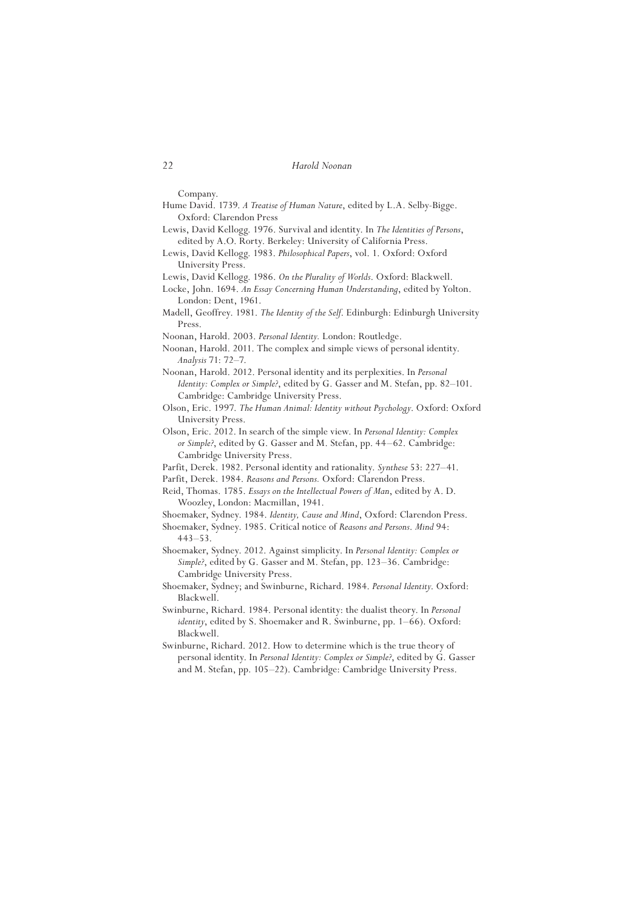Company.

Hume David. 1739. *A Treatise of Human Nature*, edited by L.A. Selby-Bigge. Oxford: Clarendon Press

Lewis, David Kellogg. 1976. Survival and identity. In *The Identities of Persons*, edited by A.O. Rorty. Berkeley: University of California Press.

Lewis, David Kellogg. 1983. *Philosophical Papers*, vol. 1. Oxford: Oxford University Press.

Lewis, David Kellogg. 1986. *On the Plurality of Worlds*. Oxford: Blackwell.

Locke, John. 1694. *An Essay Concerning Human Understanding*, edited by Yolton. London: Dent, 1961.

Madell, Geoffrey. 1981. *The Identity of the Self*. Edinburgh: Edinburgh University Press.

Noonan, Harold. 2003. *Personal Identity.* London: Routledge.

Noonan, Harold. 2011. The complex and simple views of personal identity. *Analysis* 71: 72–7.

Noonan, Harold. 2012. Personal identity and its perplexities. In *Personal Identity: Complex or Simple?*, edited by G. Gasser and M. Stefan, pp. 82–101. Cambridge: Cambridge University Press.

Olson, Eric. 1997. *The Human Animal: Identity without Psychology*. Oxford: Oxford University Press.

Olson, Eric. 2012. In search of the simple view. In *Personal Identity: Complex or Simple?*, edited by G. Gasser and M. Stefan, pp. 44–62. Cambridge: Cambridge University Press.

Parfit, Derek. 1982. Personal identity and rationality. *Synthese* 53: 227–41.

Parfit, Derek. 1984. *Reasons and Persons.* Oxford: Clarendon Press.

Reid, Thomas. 1785. *Essays on the Intellectual Powers of Man*, edited by A. D. Woozley, London: Macmillan, 1941.

Shoemaker, Sydney. 1984. *Identity, Cause and Mind*, Oxford: Clarendon Press.

Shoemaker, Sydney. 1985. Critical notice of *Reasons and Persons*. *Mind* 94: 443–53.

Shoemaker, Sydney. 2012. Against simplicity. In *Personal Identity: Complex or Simple?*, edited by G. Gasser and M. Stefan, pp. 123–36. Cambridge: Cambridge University Press.

Shoemaker, Sydney; and Swinburne, Richard. 1984. *Personal Identity*. Oxford: Blackwell.

Swinburne, Richard. 1984. Personal identity: the dualist theory. In *Personal identity*, edited by S. Shoemaker and R. Swinburne, pp. 1–66). Oxford: Blackwell.

Swinburne, Richard. 2012. How to determine which is the true theory of personal identity. In *Personal Identity: Complex or Simple?*, edited by G. Gasser and M. Stefan, pp. 105–22). Cambridge: Cambridge University Press.